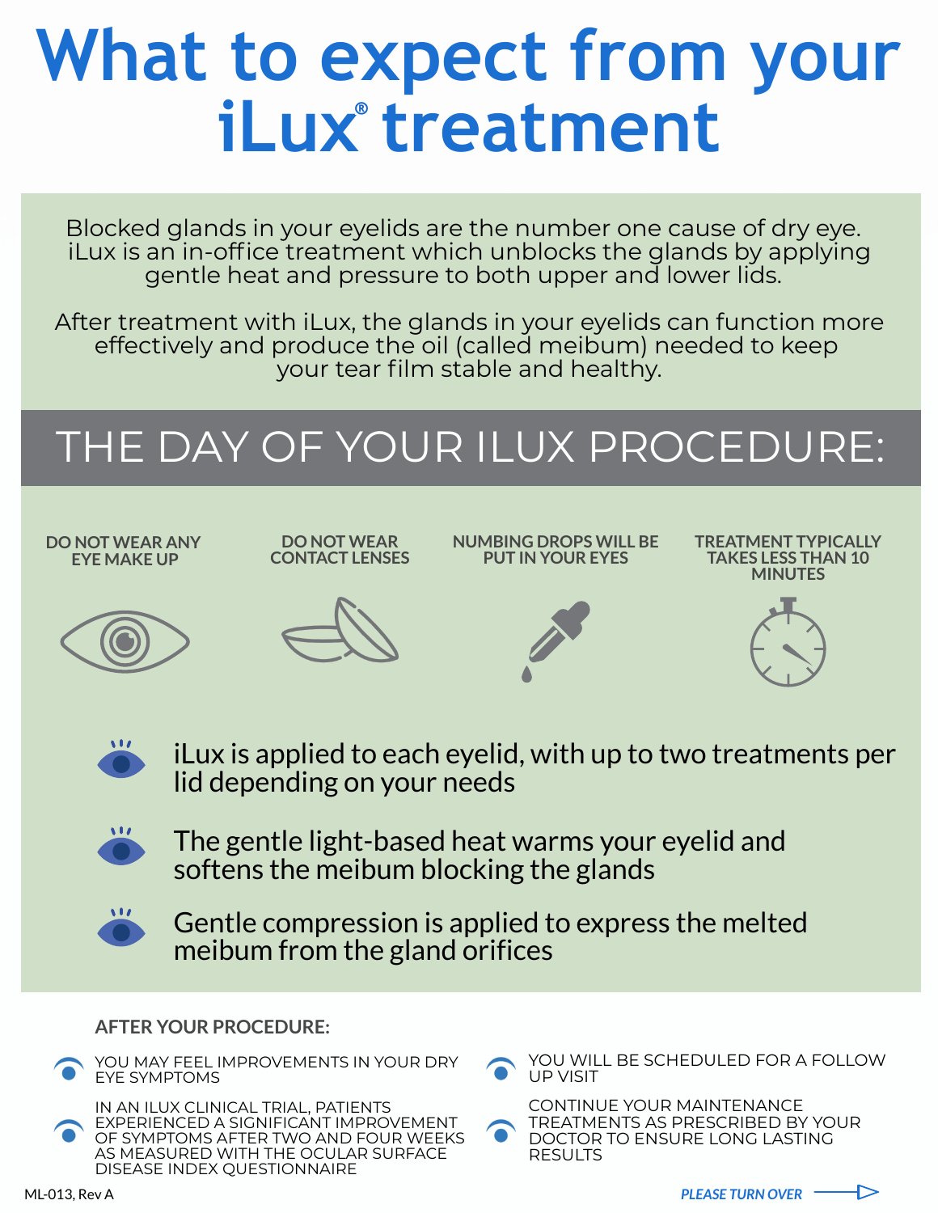# What to expect from your iLux® treatment

Blocked glands in your eyelids are the number one cause of dry eye. iLux is an in-office treatment which unblocks the glands by applying gentle heat and pressure to both upper and lower lids.

After treatment with iLux, the glands in your eyelids can function more effectively and produce the oil (called meibum) needed to keep your tear film stable and healthy.

## THE DAY OF YOUR ILUX PROCEDURE:

- **DO NOT WEAR ANY EYE MAKE UP**
- **DO NOT WEAR CONTACT LENSES**
- **NUMBING DROPS WILL BE PUT IN YOUR EYES**
- **TREATMENT TYPICALLY TAKES LESS THAN 10 MINUTES**

- iLux is applied to each eyelid, with up to two treatments per lid depending on your needs
- The gentle light-based heat warms your eyelid and softens the meibum blocking the glands
- Gentle compression is applied to express the melted meibum from the gland orifices

### AFTER YOUR PROCEDURE:

- YOU MAY FEEL IMPROVEMENTS IN YOUR DRY EYE SYMPTOMS
- IN AN ILUX CLINICAL TRIAL, PATIENTS EXPERIENCED A SIGNIFICANT IMPROVEMENT OF SYMPTOMS AFTER TWO AND FOUR WEEKS AS MEASURED WITH THE OCULAR SURFACE DISEASE INDEX QUESTIONNAIRE
- YOU WILL BE SCHEDULED FOR A FOLLOW UP VISIT
- CONTINUE YOUR MAINTENANCE TREATMENTS AS PRESCRIBED BY YOUR DOCTOR TO ENSURE LONG LASTING RESULTS

ML-013, Rev A

*PLEASE TURN OVER* →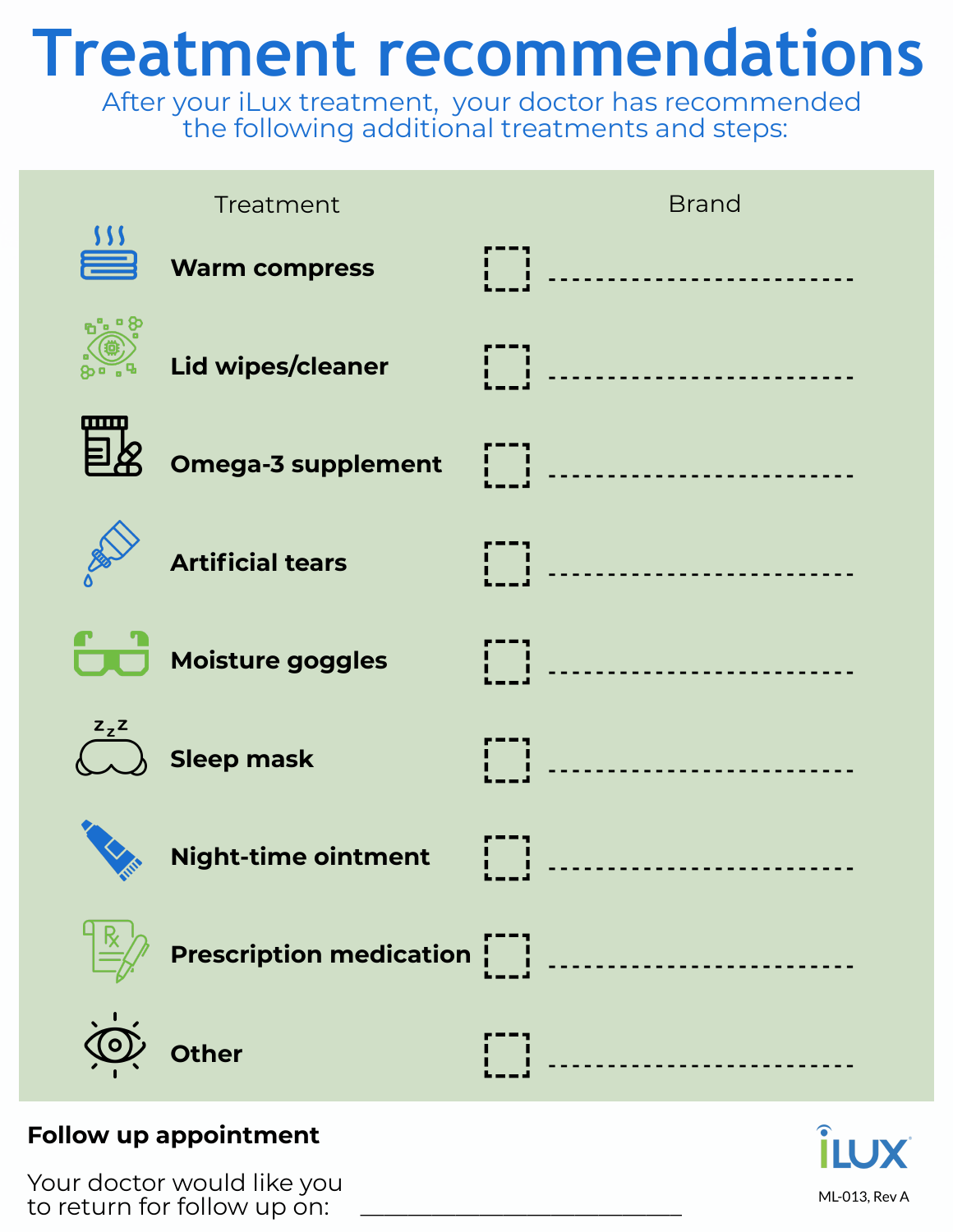# Treatment recommendations

After your iLux treatment, your doctor has recommended the following additional treatments and steps:

| Treatment | | Brand |
|---|---|---|
| Warm compress | ☐ | ________________ |
| Lid wipes/cleaner | ☐ | ________________ |
| Omega-3 supplement | ☐ | ________________ |
| Artificial tears | ☐ | ________________ |
| Moisture goggles | ☐ | ________________ |
| Sleep mask | ☐ | ________________ |
| Night-time ointment | ☐ | ________________ |
| Prescription medication | ☐ | ________________ |
| Other | ☐ | ________________ |

**Follow up appointment**

Your doctor would like you to return for follow up on: ______________________

iLUX

ML-013, Rev A